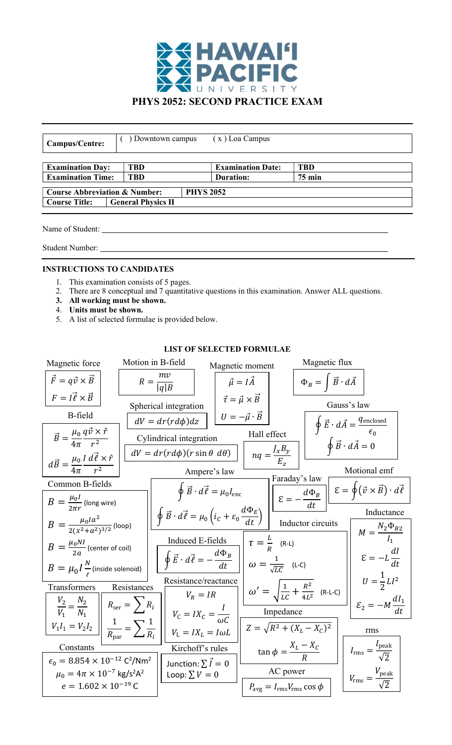# HAWAIʻI PACIFIC UNIVERSITY

## PHYS 2052: SECOND PRACTICE EXAM

| Campus/Centre: | ( ) Downtown campus ( x ) Loa Campus |
|---|---|

| Examination Day: | TBD | Examination Date: | TBD |
|---|---|---|---|
| Examination Time: | TBD | Duration: | 75 min |

| Course Abbreviation & Number: | PHYS 2052 |
|---|---|
| Course Title: | General Physics II |

Name of Student: ______________________________

Student Number: ______________________________

### INSTRUCTIONS TO CANDIDATES

1. This examination consists of 5 pages.
2. There are 8 conceptual and 7 quantitative questions in this examination. Answer ALL questions.
3. **All working must be shown.**
4. **Units must be shown.**
5. A list of selected formulae is provided below.

### LIST OF SELECTED FORMULAE

**Magnetic force**

$$\vec{F} = q\vec{v} \times \vec{B}$$

$$F = I\vec{\ell} \times \vec{B}$$

**Motion in B-field**

$$R = \frac{mv}{|q|B}$$

**Magnetic moment**

$$\vec{\mu} = I\vec{A}$$

$$\vec{\tau} = \vec{\mu} \times \vec{B}$$

$$U = -\vec{\mu} \cdot \vec{B}$$

**Magnetic flux**

$$\Phi_B = \int \vec{B} \cdot d\vec{A}$$

**Gauss's law**

$$\oint \vec{E} \cdot d\vec{A} = \frac{q_{\text{enclosed}}}{\epsilon_0}$$

$$\oint \vec{B} \cdot d\vec{A} = 0$$

**B-field**

$$\vec{B} = \frac{\mu_0}{4\pi} \frac{q\vec{v} \times \hat{r}}{r^2}$$

$$d\vec{B} = \frac{\mu_0}{4\pi} \frac{I\, d\vec{\ell} \times \hat{r}}{r^2}$$

**Spherical integration**

$$dV = dr(rd\phi)dz$$

**Cylindrical integration**

$$dV = dr(rd\phi)(r\sin\theta\ d\theta)$$

**Hall effect**

$$nq = \frac{J_x B_y}{E_z}$$

**Common B-fields**

$$B = \frac{\mu_0 I}{2\pi r} \text{ (long wire)}$$

$$B = \frac{\mu_0 I a^2}{2(x^2+a^2)^{3/2}} \text{ (loop)}$$

$$B = \frac{\mu_0 N I}{2a} \text{ (center of coil)}$$

$$B = \mu_0 I \frac{N}{\ell} \text{ (inside solenoid)}$$

**Ampere's law**

$$\oint \vec{B} \cdot d\vec{\ell} = \mu_0 I_{\text{enc}}$$

$$\oint \vec{B} \cdot d\vec{\ell} = \mu_0 \left( i_C + \varepsilon_0 \frac{d\Phi_E}{dt} \right)$$

**Faraday's law**

$$\mathcal{E} = -\frac{d\Phi_B}{dt}$$

**Motional emf**

$$\mathcal{E} = \oint (\vec{v} \times \vec{B}) \cdot d\vec{\ell}$$

**Induced E-fields**

$$\oint \vec{E} \cdot d\vec{\ell} = -\frac{d\Phi_B}{dt}$$

**Inductor circuits**

$$\tau = \frac{L}{R} \text{ (R-L)}$$

$$\omega = \frac{1}{\sqrt{LC}} \text{ (L-C)}$$

$$\omega' = \sqrt{\frac{1}{LC} + \frac{R^2}{4L^2}} \text{ (R-L-C)}$$

**Inductance**

$$M = \frac{N_2 \Phi_{B2}}{I_1}$$

$$\mathcal{E} = -L\frac{dI}{dt}$$

$$U = \frac{1}{2} L I^2$$

$$\mathcal{E}_2 = -M\frac{dI_1}{dt}$$

**Transformers**

$$\frac{V_2}{V_1} = \frac{N_2}{N_1}$$

$$V_1 I_1 = V_2 I_2$$

**Resistances**

$$R_{\text{ser}} = \sum R_i$$

$$\frac{1}{R_{\text{par}}} = \sum \frac{1}{R_i}$$

**Resistance/reactance**

$$V_R = IR$$

$$V_C = I X_C = \frac{I}{\omega C}$$

$$V_L = I X_L = I\omega L$$

**Impedance**

$$Z = \sqrt{R^2 + (X_L - X_C)^2}$$

$$\tan\phi = \frac{X_L - X_C}{R}$$

**rms**

$$I_{\text{rms}} = \frac{I_{\text{peak}}}{\sqrt{2}}$$

$$V_{\text{rms}} = \frac{V_{\text{peak}}}{\sqrt{2}}$$

**Constants**

$$\epsilon_0 = 8.854 \times 10^{-12}\ \text{C}^2/\text{Nm}^2$$

$$\mu_0 = 4\pi \times 10^{-7}\ \text{kg/s}^2\text{A}^2$$

$$e = 1.602 \times 10^{-19}\ \text{C}$$

**Kirchoff's rules**

Junction: $\sum \vec{I} = 0$

Loop: $\sum V = 0$

**AC power**

$$P_{\text{avg}} = I_{\text{rms}} V_{\text{rms}} \cos\phi$$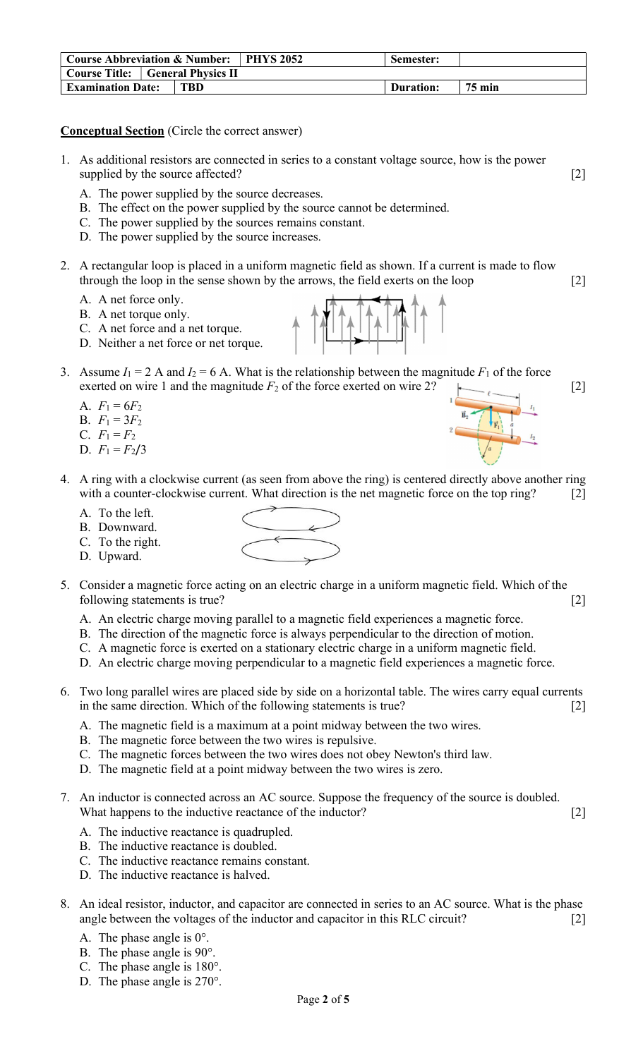| Course Abbreviation & Number: | PHYS 2052 | Semester: | |
|---|---|---|---|
| Course Title: | General Physics II | | |
| Examination Date: | TBD | Duration: | 75 min |

**Conceptual Section** (Circle the correct answer)

1. As additional resistors are connected in series to a constant voltage source, how is the power supplied by the source affected? [2]
   - A. The power supplied by the source decreases.
   - B. The effect on the power supplied by the source cannot be determined.
   - C. The power supplied by the sources remains constant.
   - D. The power supplied by the source increases.

2. A rectangular loop is placed in a uniform magnetic field as shown. If a current is made to flow through the loop in the sense shown by the arrows, the field exerts on the loop [2]
   - A. A net force only.
   - B. A net torque only.
   - C. A net force and a net torque.
   - D. Neither a net force or net torque.

3. Assume $I_1 = 2$ A and $I_2 = 6$ A. What is the relationship between the magnitude $F_1$ of the force exerted on wire 1 and the magnitude $F_2$ of the force exerted on wire 2? [2]
   - A. $F_1 = 6F_2$
   - B. $F_1 = 3F_2$
   - C. $F_1 = F_2$
   - D. $F_1 = F_2/3$

4. A ring with a clockwise current (as seen from above the ring) is centered directly above another ring with a counter-clockwise current. What direction is the net magnetic force on the top ring? [2]
   - A. To the left.
   - B. Downward.
   - C. To the right.
   - D. Upward.

5. Consider a magnetic force acting on an electric charge in a uniform magnetic field. Which of the following statements is true? [2]
   - A. An electric charge moving parallel to a magnetic field experiences a magnetic force.
   - B. The direction of the magnetic force is always perpendicular to the direction of motion.
   - C. A magnetic force is exerted on a stationary electric charge in a uniform magnetic field.
   - D. An electric charge moving perpendicular to a magnetic field experiences a magnetic force.

6. Two long parallel wires are placed side by side on a horizontal table. The wires carry equal currents in the same direction. Which of the following statements is true? [2]
   - A. The magnetic field is a maximum at a point midway between the two wires.
   - B. The magnetic force between the two wires is repulsive.
   - C. The magnetic forces between the two wires does not obey Newton's third law.
   - D. The magnetic field at a point midway between the two wires is zero.

7. An inductor is connected across an AC source. Suppose the frequency of the source is doubled. What happens to the inductive reactance of the inductor? [2]
   - A. The inductive reactance is quadrupled.
   - B. The inductive reactance is doubled.
   - C. The inductive reactance remains constant.
   - D. The inductive reactance is halved.

8. An ideal resistor, inductor, and capacitor are connected in series to an AC source. What is the phase angle between the voltages of the inductor and capacitor in this RLC circuit? [2]
   - A. The phase angle is 0°.
   - B. The phase angle is 90°.
   - C. The phase angle is 180°.
   - D. The phase angle is 270°.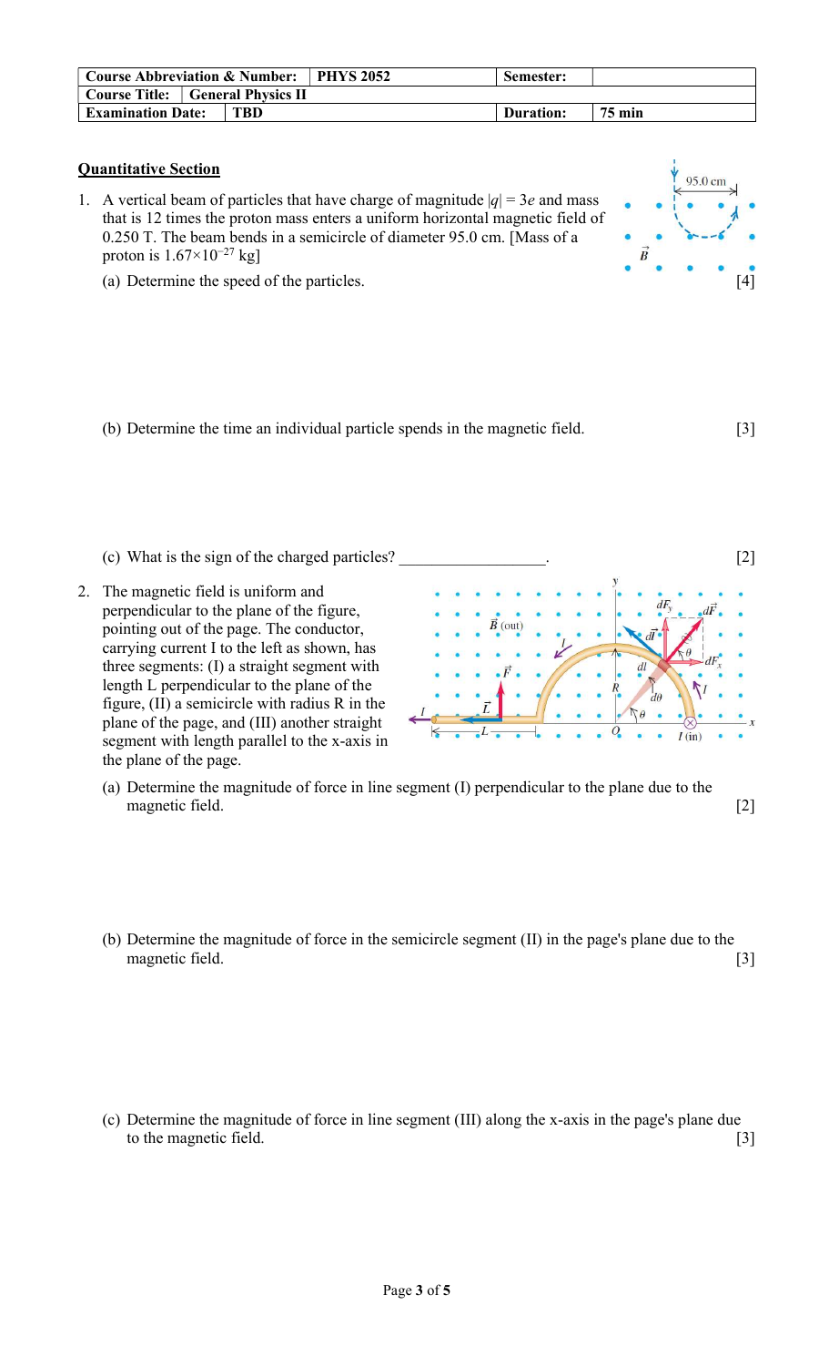| Course Abbreviation & Number: | PHYS 2052 | Semester: | |
|---|---|---|---|
| Course Title: | General Physics II | | |
| Examination Date: | TBD | Duration: | 75 min |

**Quantitative Section**

1. A vertical beam of particles that have charge of magnitude $|q| = 3e$ and mass that is 12 times the proton mass enters a uniform horizontal magnetic field of 0.250 T. The beam bends in a semicircle of diameter 95.0 cm. [Mass of a proton is $1.67\times10^{-27}$ kg]

   (a) Determine the speed of the particles. [4]

   (b) Determine the time an individual particle spends in the magnetic field. [3]

   (c) What is the sign of the charged particles? __________________. [2]

2. The magnetic field is uniform and perpendicular to the plane of the figure, pointing out of the page. The conductor, carrying current I to the left as shown, has three segments: (I) a straight segment with length L perpendicular to the plane of the figure, (II) a semicircle with radius R in the plane of the page, and (III) another straight segment with length parallel to the x-axis in the plane of the page.

   (a) Determine the magnitude of force in line segment (I) perpendicular to the plane due to the magnetic field. [2]

   (b) Determine the magnitude of force in the semicircle segment (II) in the page's plane due to the magnetic field. [3]

   (c) Determine the magnitude of force in line segment (III) along the x-axis in the page's plane due to the magnetic field. [3]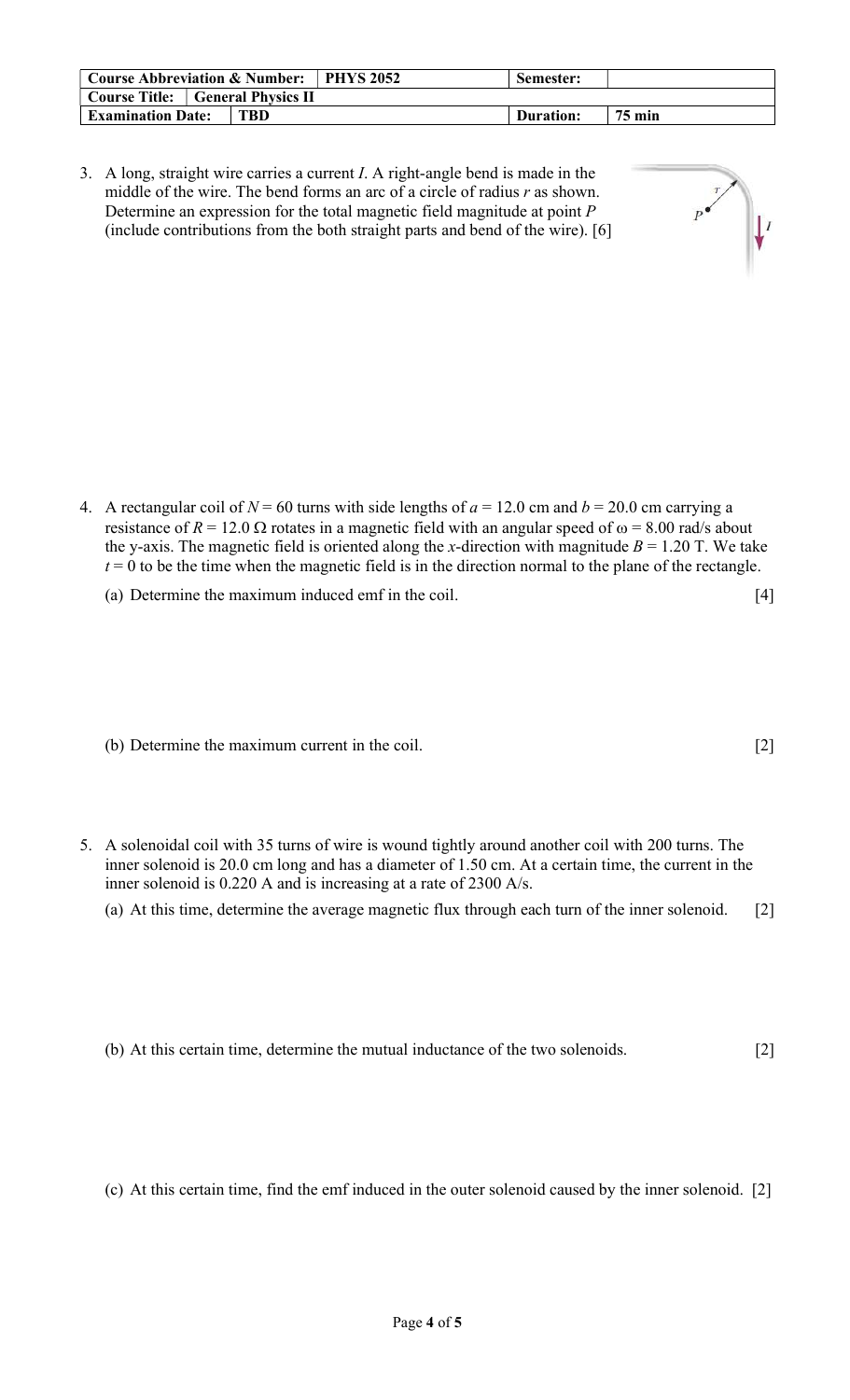| Course Abbreviation & Number: | PHYS 2052 | Semester: | |
|---|---|---|---|
| Course Title: | General Physics II | | |
| Examination Date: | TBD | Duration: | 75 min |

3. A long, straight wire carries a current $I$. A right-angle bend is made in the middle of the wire. The bend forms an arc of a circle of radius $r$ as shown. Determine an expression for the total magnetic field magnitude at point $P$ (include contributions from the both straight parts and bend of the wire). [6]

4. A rectangular coil of $N = 60$ turns with side lengths of $a = 12.0$ cm and $b = 20.0$ cm carrying a resistance of $R = 12.0\ \Omega$ rotates in a magnetic field with an angular speed of $\omega = 8.00$ rad/s about the y-axis. The magnetic field is oriented along the $x$-direction with magnitude $B = 1.20$ T. We take $t = 0$ to be the time when the magnetic field is in the direction normal to the plane of the rectangle.

   (a) Determine the maximum induced emf in the coil. [4]

   (b) Determine the maximum current in the coil. [2]

5. A solenoidal coil with 35 turns of wire is wound tightly around another coil with 200 turns. The inner solenoid is 20.0 cm long and has a diameter of 1.50 cm. At a certain time, the current in the inner solenoid is 0.220 A and is increasing at a rate of 2300 A/s.

   (a) At this time, determine the average magnetic flux through each turn of the inner solenoid. [2]

   (b) At this certain time, determine the mutual inductance of the two solenoids. [2]

   (c) At this certain time, find the emf induced in the outer solenoid caused by the inner solenoid. [2]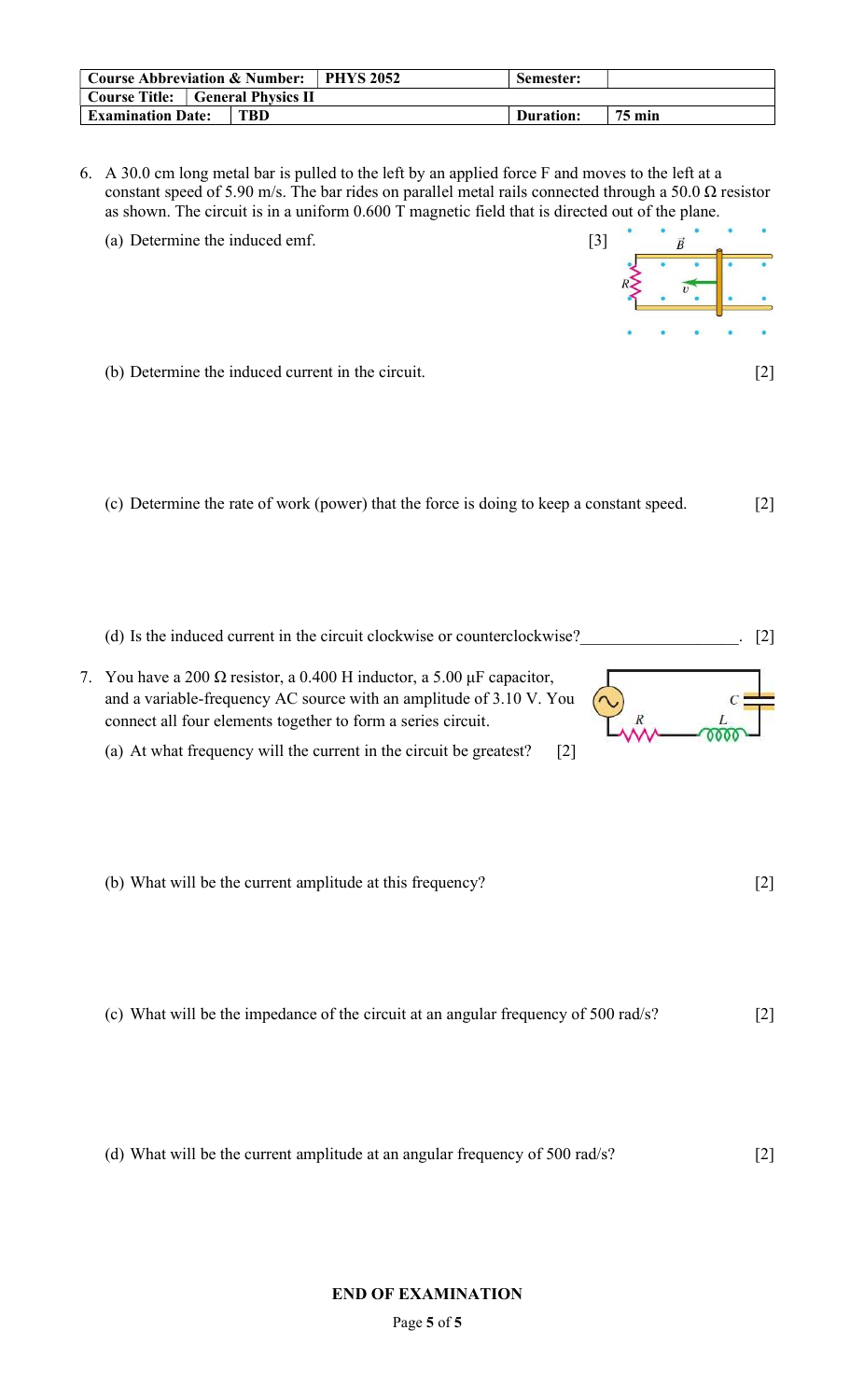| Course Abbreviation & Number: | PHYS 2052 | Semester: | |
| --- | --- | --- | --- |
| Course Title: | General Physics II | | |
| Examination Date: | TBD | Duration: | 75 min |

6. A 30.0 cm long metal bar is pulled to the left by an applied force F and moves to the left at a constant speed of 5.90 m/s. The bar rides on parallel metal rails connected through a 50.0 Ω resistor as shown. The circuit is in a uniform 0.600 T magnetic field that is directed out of the plane.

   (a) Determine the induced emf. [3]

   $\vec{B}$

   $R$

   $v$

   (b) Determine the induced current in the circuit. [2]

   (c) Determine the rate of work (power) that the force is doing to keep a constant speed. [2]

   (d) Is the induced current in the circuit clockwise or counterclockwise?__________________. [2]

7. You have a 200 Ω resistor, a 0.400 H inductor, a 5.00 μF capacitor, and a variable-frequency AC source with an amplitude of 3.10 V. You connect all four elements together to form a series circuit.

   $C$

   $R$

   $L$

   (a) At what frequency will the current in the circuit be greatest? [2]

   (b) What will be the current amplitude at this frequency? [2]

   (c) What will be the impedance of the circuit at an angular frequency of 500 rad/s? [2]

   (d) What will be the current amplitude at an angular frequency of 500 rad/s? [2]

**END OF EXAMINATION**